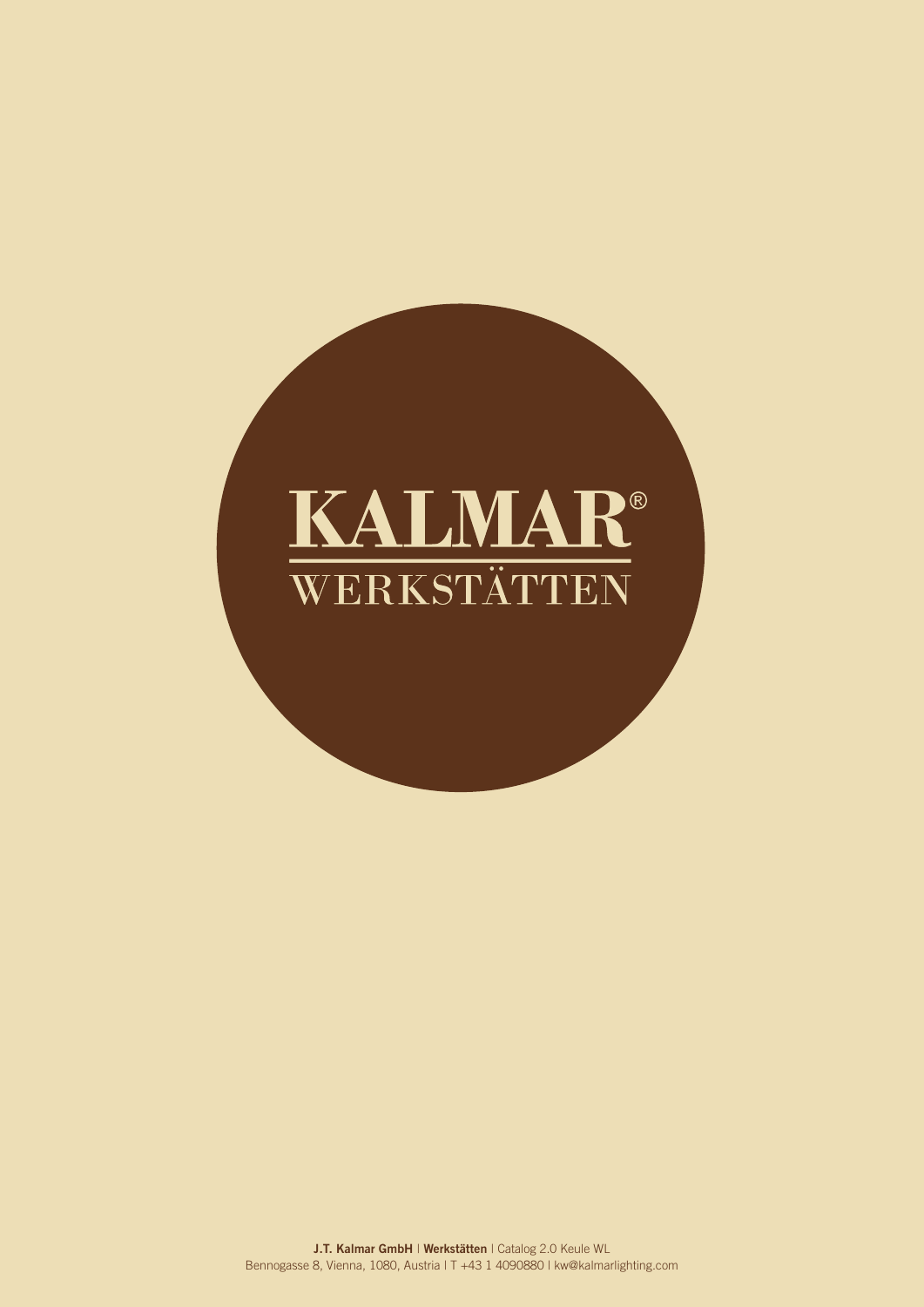# KALMAR®

## WERKSTÄTTEN

**J.T. Kalmar GmbH** | **Werkstätten** | Catalog 2.0 Keule WL
Bennogasse 8, Vienna, 1080, Austria | T +43 1 4090880 | kw@kalmarlighting.com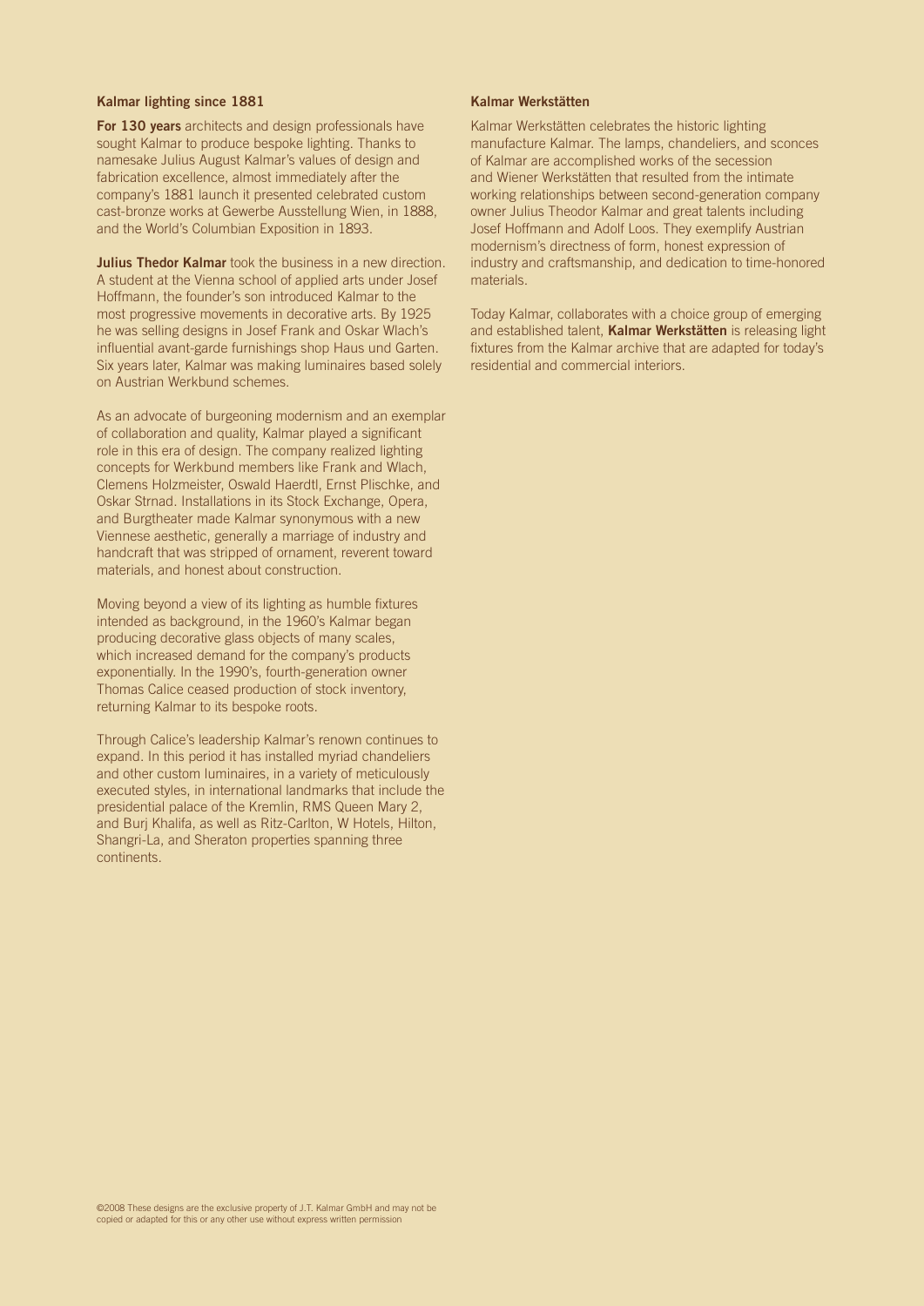## Kalmar lighting since 1881

**For 130 years** architects and design professionals have sought Kalmar to produce bespoke lighting. Thanks to namesake Julius August Kalmar's values of design and fabrication excellence, almost immediately after the company's 1881 launch it presented celebrated custom cast-bronze works at Gewerbe Ausstellung Wien, in 1888, and the World's Columbian Exposition in 1893.

**Julius Thedor Kalmar** took the business in a new direction. A student at the Vienna school of applied arts under Josef Hoffmann, the founder's son introduced Kalmar to the most progressive movements in decorative arts. By 1925 he was selling designs in Josef Frank and Oskar Wlach's influential avant-garde furnishings shop Haus und Garten. Six years later, Kalmar was making luminaires based solely on Austrian Werkbund schemes.

As an advocate of burgeoning modernism and an exemplar of collaboration and quality, Kalmar played a significant role in this era of design. The company realized lighting concepts for Werkbund members like Frank and Wlach, Clemens Holzmeister, Oswald Haerdtl, Ernst Plischke, and Oskar Strnad. Installations in its Stock Exchange, Opera, and Burgtheater made Kalmar synonymous with a new Viennese aesthetic, generally a marriage of industry and handcraft that was stripped of ornament, reverent toward materials, and honest about construction.

Moving beyond a view of its lighting as humble fixtures intended as background, in the 1960's Kalmar began producing decorative glass objects of many scales, which increased demand for the company's products exponentially. In the 1990's, fourth-generation owner Thomas Calice ceased production of stock inventory, returning Kalmar to its bespoke roots.

Through Calice's leadership Kalmar's renown continues to expand. In this period it has installed myriad chandeliers and other custom luminaires, in a variety of meticulously executed styles, in international landmarks that include the presidential palace of the Kremlin, RMS Queen Mary 2, and Burj Khalifa, as well as Ritz-Carlton, W Hotels, Hilton, Shangri-La, and Sheraton properties spanning three continents.

## Kalmar Werkstätten

Kalmar Werkstätten celebrates the historic lighting manufacture Kalmar. The lamps, chandeliers, and sconces of Kalmar are accomplished works of the secession and Wiener Werkstätten that resulted from the intimate working relationships between second-generation company owner Julius Theodor Kalmar and great talents including Josef Hoffmann and Adolf Loos. They exemplify Austrian modernism's directness of form, honest expression of industry and craftsmanship, and dedication to time-honored materials.

Today Kalmar, collaborates with a choice group of emerging and established talent, **Kalmar Werkstätten** is releasing light fixtures from the Kalmar archive that are adapted for today's residential and commercial interiors.

©2008 These designs are the exclusive property of J.T. Kalmar GmbH and may not be copied or adapted for this or any other use without express written permission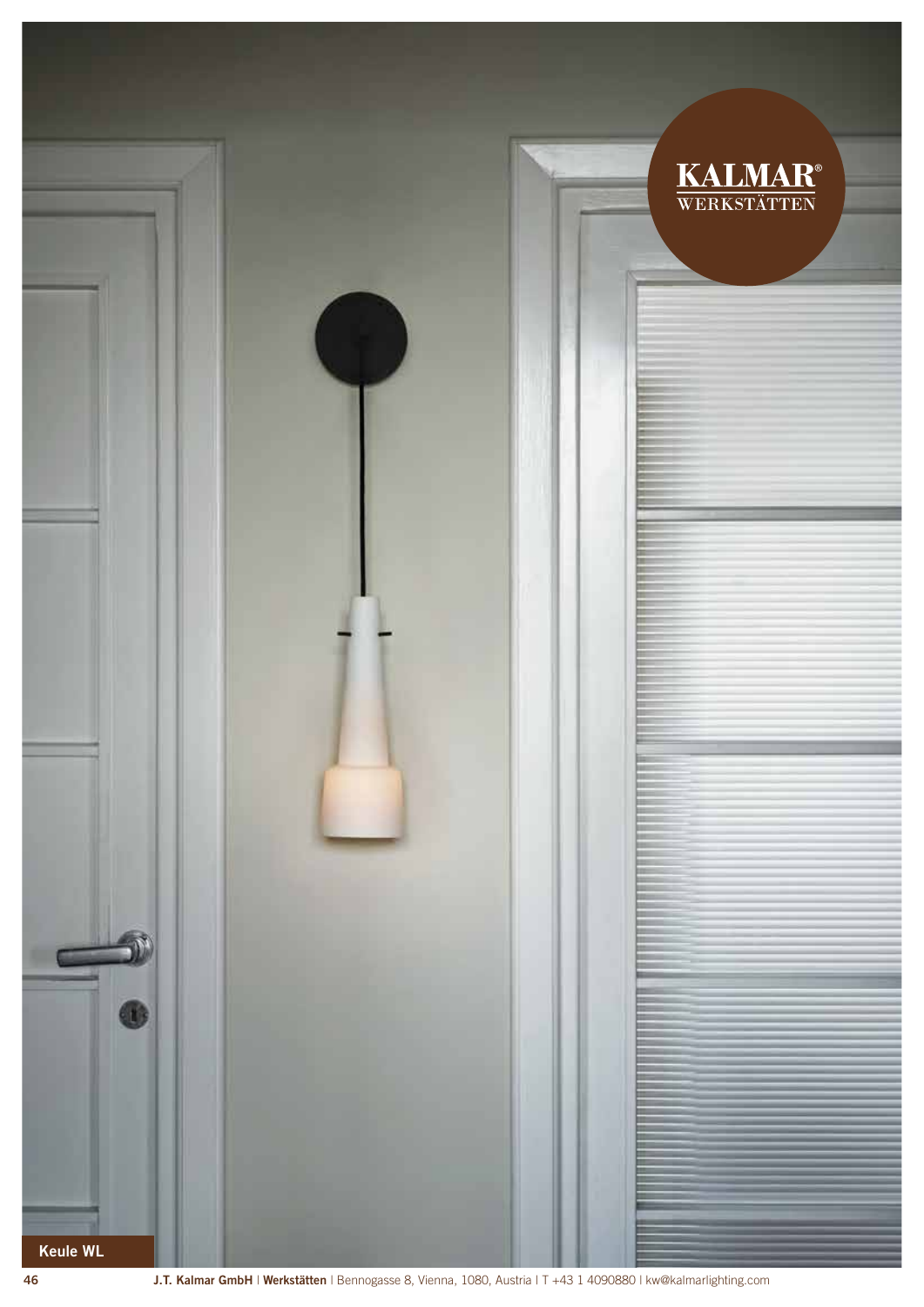KALMAR®
WERKSTÄTTEN

**Keule WL**

**J.T. Kalmar GmbH** | **Werkstätten** | Bennogasse 8, Vienna, 1080, Austria | T +43 1 4090880 | kw@kalmarlighting.com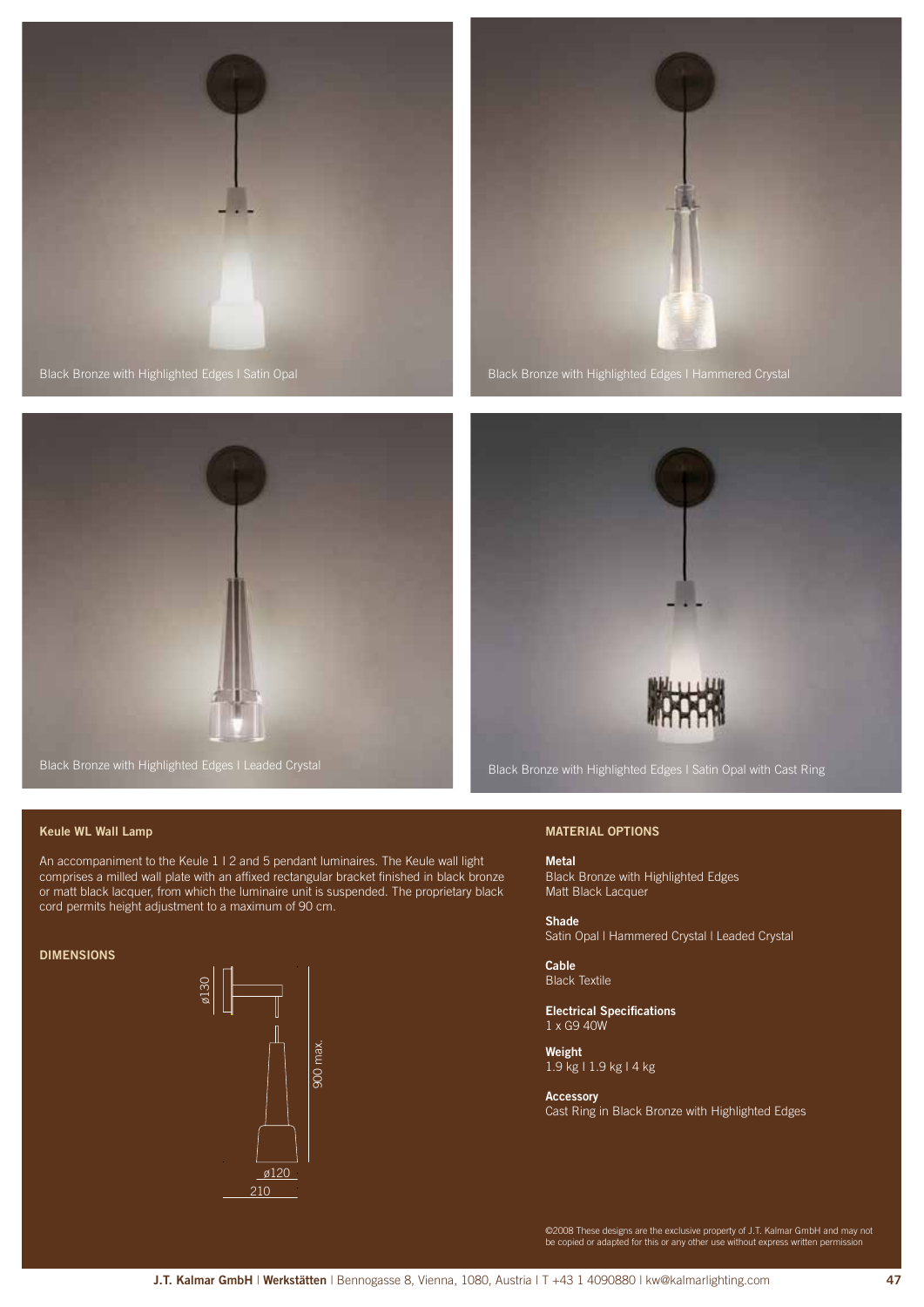Black Bronze with Highlighted Edges | Satin Opal

Black Bronze with Highlighted Edges | Hammered Crystal

Black Bronze with Highlighted Edges | Leaded Crystal

Black Bronze with Highlighted Edges | Satin Opal with Cast Ring

**Keule WL Wall Lamp**

An accompaniment to the Keule 1 | 2 and 5 pendant luminaires. The Keule wall light comprises a milled wall plate with an affixed rectangular bracket finished in black bronze or matt black lacquer, from which the luminaire unit is suspended. The proprietary black cord permits height adjustment to a maximum of 90 cm.

**DIMENSIONS**

ø130

900 max.

ø120

210

**MATERIAL OPTIONS**

**Metal**
Black Bronze with Highlighted Edges
Matt Black Lacquer

**Shade**
Satin Opal | Hammered Crystal | Leaded Crystal

**Cable**
Black Textile

**Electrical Specifications**
1 x G9 40W

**Weight**
1.9 kg | 1.9 kg | 4 kg

**Accessory**
Cast Ring in Black Bronze with Highlighted Edges

©2008 These designs are the exclusive property of J.T. Kalmar GmbH and may not be copied or adapted for this or any other use without express written permission

**J.T. Kalmar GmbH** | **Werkstätten** | Bennogasse 8, Vienna, 1080, Austria | T +43 1 4090880 | kw@kalmarlighting.com